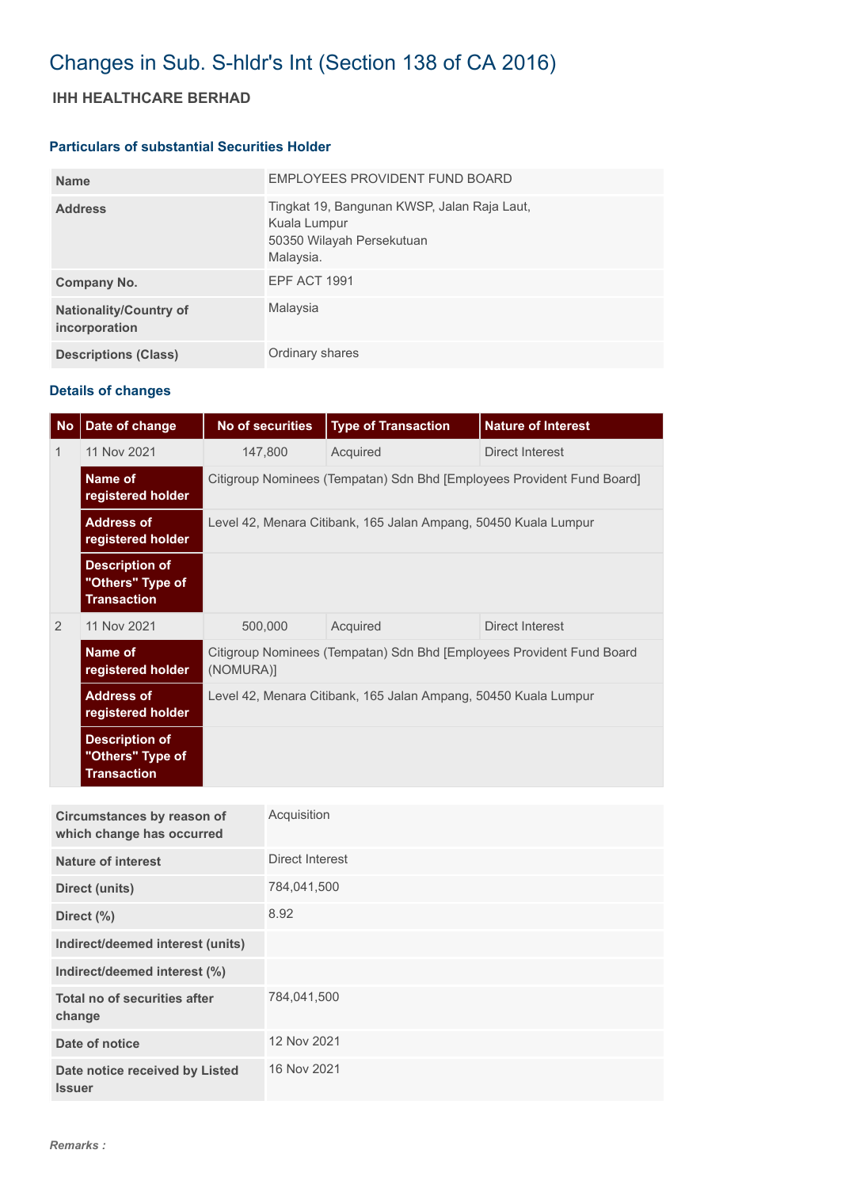# Changes in Sub. S-hldr's Int (Section 138 of CA 2016)

## IHH HEALTHCARE BERHAD

### Particulars of substantial Securities Holder

| | |
|---|---|
| **Name** | EMPLOYEES PROVIDENT FUND BOARD |
| **Address** | Tingkat 19, Bangunan KWSP, Jalan Raja Laut, Kuala Lumpur 50350 Wilayah Persekutuan Malaysia. |
| **Company No.** | EPF ACT 1991 |
| **Nationality/Country of incorporation** | Malaysia |
| **Descriptions (Class)** | Ordinary shares |

### Details of changes

| No | Date of change | No of securities | Type of Transaction | Nature of Interest |
|---|---|---|---|---|
| 1 | 11 Nov 2021 | 147,800 | Acquired | Direct Interest |
| | **Name of registered holder** | Citigroup Nominees (Tempatan) Sdn Bhd [Employees Provident Fund Board] | | |
| | **Address of registered holder** | Level 42, Menara Citibank, 165 Jalan Ampang, 50450 Kuala Lumpur | | |
| | **Description of "Others" Type of Transaction** | | | |
| 2 | 11 Nov 2021 | 500,000 | Acquired | Direct Interest |
| | **Name of registered holder** | Citigroup Nominees (Tempatan) Sdn Bhd [Employees Provident Fund Board (NOMURA)] | | |
| | **Address of registered holder** | Level 42, Menara Citibank, 165 Jalan Ampang, 50450 Kuala Lumpur | | |
| | **Description of "Others" Type of Transaction** | | | |

| | |
|---|---|
| **Circumstances by reason of which change has occurred** | Acquisition |
| **Nature of interest** | Direct Interest |
| **Direct (units)** | 784,041,500 |
| **Direct (%)** | 8.92 |
| **Indirect/deemed interest (units)** | |
| **Indirect/deemed interest (%)** | |
| **Total no of securities after change** | 784,041,500 |
| **Date of notice** | 12 Nov 2021 |
| **Date notice received by Listed Issuer** | 16 Nov 2021 |

***Remarks :***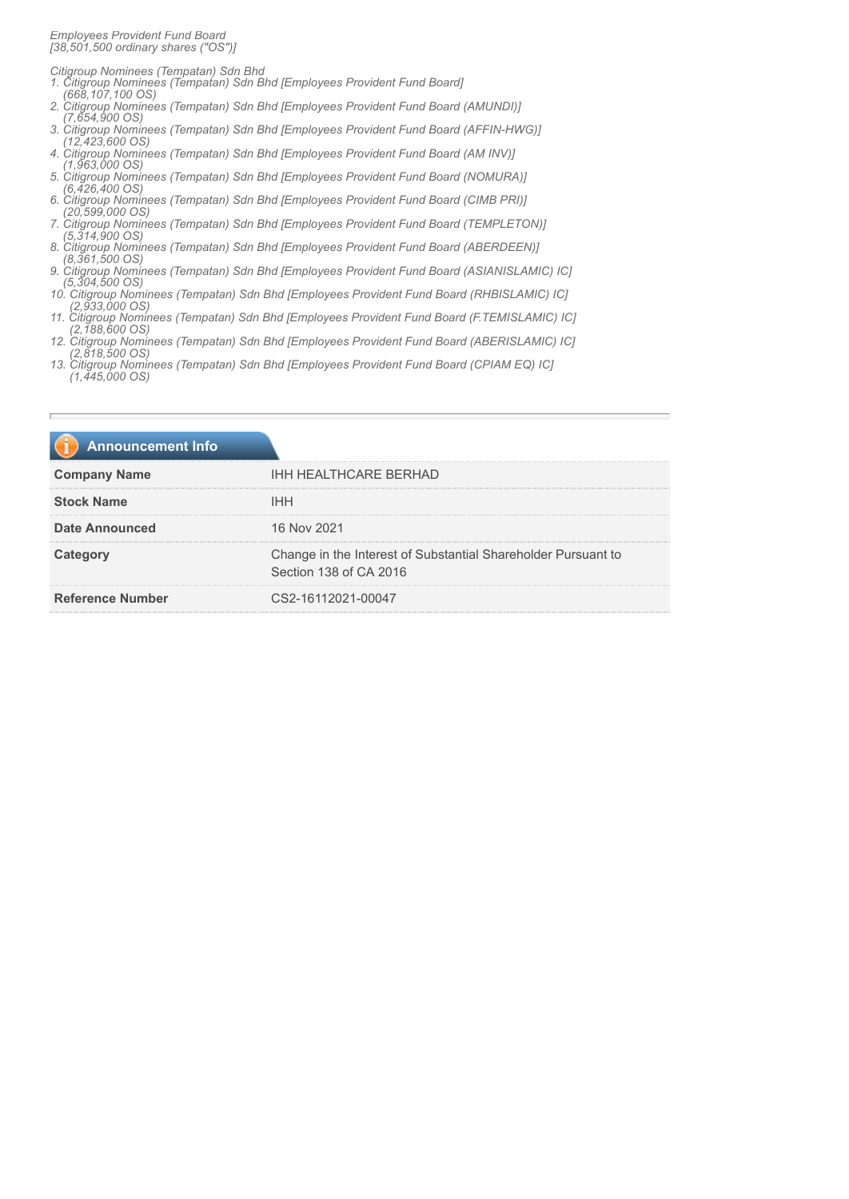*Employees Provident Fund Board*
*[38,501,500 ordinary shares ("OS")]*

*Citigroup Nominees (Tempatan) Sdn Bhd*

1. *Citigroup Nominees (Tempatan) Sdn Bhd [Employees Provident Fund Board] (668,107,100 OS)*
2. *Citigroup Nominees (Tempatan) Sdn Bhd [Employees Provident Fund Board (AMUNDI)] (7,654,900 OS)*
3. *Citigroup Nominees (Tempatan) Sdn Bhd [Employees Provident Fund Board (AFFIN-HWG)] (12,423,600 OS)*
4. *Citigroup Nominees (Tempatan) Sdn Bhd [Employees Provident Fund Board (AM INV)] (1,963,000 OS)*
5. *Citigroup Nominees (Tempatan) Sdn Bhd [Employees Provident Fund Board (NOMURA)] (6,426,400 OS)*
6. *Citigroup Nominees (Tempatan) Sdn Bhd [Employees Provident Fund Board (CIMB PRI)] (20,599,000 OS)*
7. *Citigroup Nominees (Tempatan) Sdn Bhd [Employees Provident Fund Board (TEMPLETON)] (5,314,900 OS)*
8. *Citigroup Nominees (Tempatan) Sdn Bhd [Employees Provident Fund Board (ABERDEEN)] (8,361,500 OS)*
9. *Citigroup Nominees (Tempatan) Sdn Bhd [Employees Provident Fund Board (ASIANISLAMIC) IC] (5,304,500 OS)*
10. *Citigroup Nominees (Tempatan) Sdn Bhd [Employees Provident Fund Board (RHBISLAMIC) IC] (2,933,000 OS)*
11. *Citigroup Nominees (Tempatan) Sdn Bhd [Employees Provident Fund Board (F.TEMISLAMIC) IC] (2,188,600 OS)*
12. *Citigroup Nominees (Tempatan) Sdn Bhd [Employees Provident Fund Board (ABERISLAMIC) IC] (2,818,500 OS)*
13. *Citigroup Nominees (Tempatan) Sdn Bhd [Employees Provident Fund Board (CPIAM EQ) IC] (1,445,000 OS)*

## Announcement Info

| | |
|---|---|
| **Company Name** | IHH HEALTHCARE BERHAD |
| **Stock Name** | IHH |
| **Date Announced** | 16 Nov 2021 |
| **Category** | Change in the Interest of Substantial Shareholder Pursuant to Section 138 of CA 2016 |
| **Reference Number** | CS2-16112021-00047 |